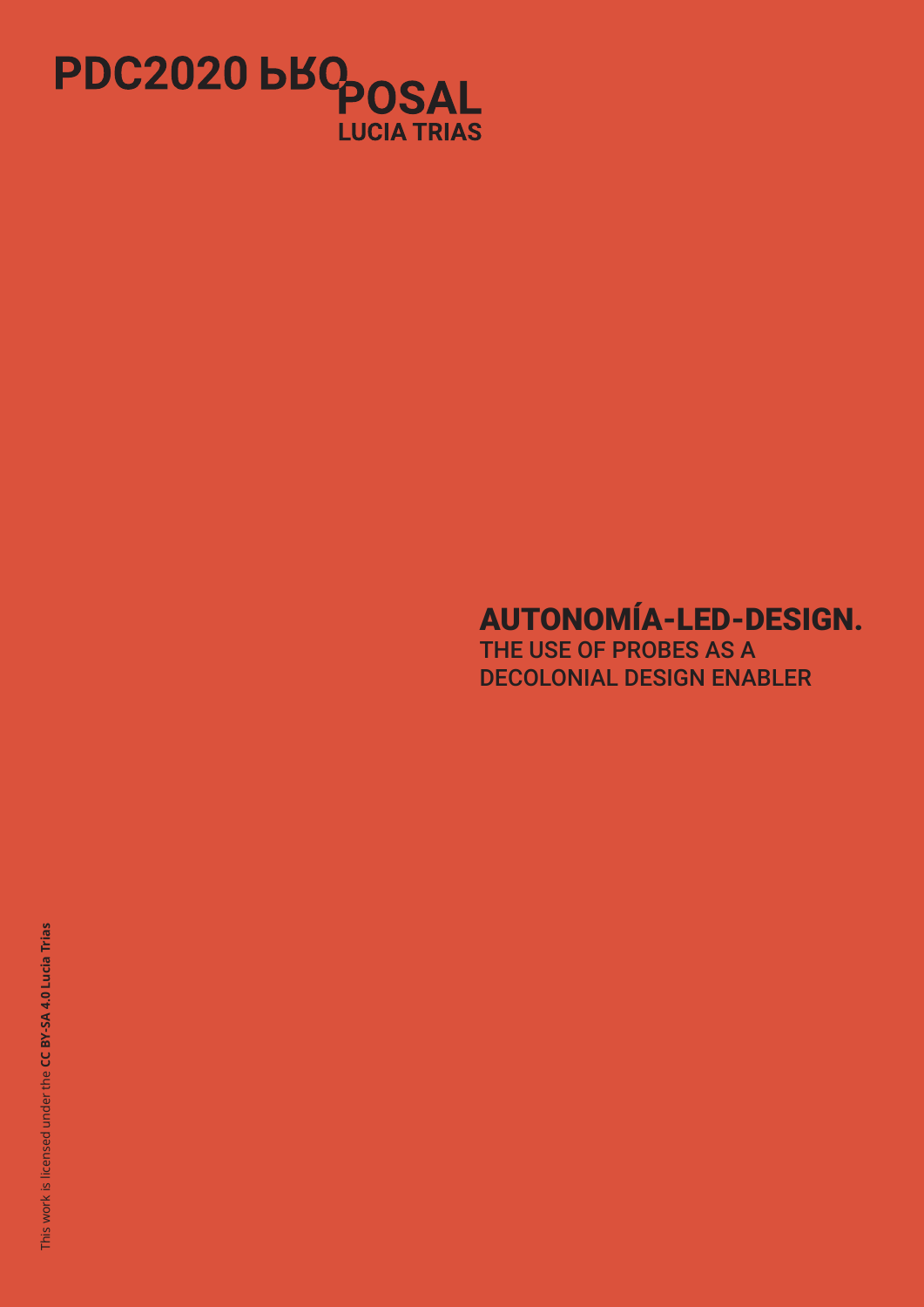# PDC2020 PROPOSAL

**LUCIA TRIAS**

## AUTONOMÍA-LED-DESIGN.

### THE USE OF PROBES AS A DECOLONIAL DESIGN ENABLER

This work is licensed under the **CC BY-SA 4.0 Lucia Trias**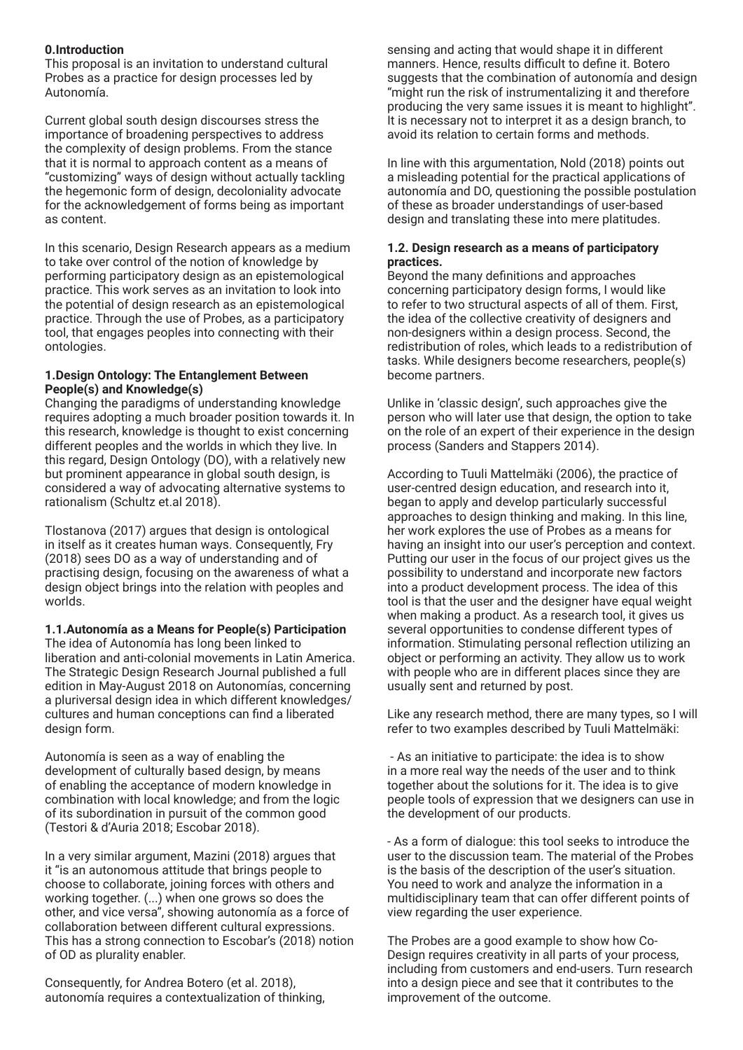## 0.Introduction

This proposal is an invitation to understand cultural Probes as a practice for design processes led by Autonomía.

Current global south design discourses stress the importance of broadening perspectives to address the complexity of design problems. From the stance that it is normal to approach content as a means of "customizing" ways of design without actually tackling the hegemonic form of design, decoloniality advocate for the acknowledgement of forms being as important as content.

In this scenario, Design Research appears as a medium to take over control of the notion of knowledge by performing participatory design as an epistemological practice. This work serves as an invitation to look into the potential of design research as an epistemological practice. Through the use of Probes, as a participatory tool, that engages peoples into connecting with their ontologies.

## 1.Design Ontology: The Entanglement Between People(s) and Knowledge(s)

Changing the paradigms of understanding knowledge requires adopting a much broader position towards it. In this research, knowledge is thought to exist concerning different peoples and the worlds in which they live. In this regard, Design Ontology (DO), with a relatively new but prominent appearance in global south design, is considered a way of advocating alternative systems to rationalism (Schultz et.al 2018).

Tlostanova (2017) argues that design is ontological in itself as it creates human ways. Consequently, Fry (2018) sees DO as a way of understanding and of practising design, focusing on the awareness of what a design object brings into the relation with peoples and worlds.

### 1.1.Autonomía as a Means for People(s) Participation

The idea of Autonomía has long been linked to liberation and anti-colonial movements in Latin America. The Strategic Design Research Journal published a full edition in May-August 2018 on Autonomías, concerning a pluriversal design idea in which different knowledges/ cultures and human conceptions can find a liberated design form.

Autonomía is seen as a way of enabling the development of culturally based design, by means of enabling the acceptance of modern knowledge in combination with local knowledge; and from the logic of its subordination in pursuit of the common good (Testori & d'Auria 2018; Escobar 2018).

In a very similar argument, Mazini (2018) argues that it "is an autonomous attitude that brings people to choose to collaborate, joining forces with others and working together. (...) when one grows so does the other, and vice versa", showing autonomía as a force of collaboration between different cultural expressions. This has a strong connection to Escobar's (2018) notion of OD as plurality enabler.

Consequently, for Andrea Botero (et al. 2018), autonomía requires a contextualization of thinking, sensing and acting that would shape it in different manners. Hence, results difficult to define it. Botero suggests that the combination of autonomía and design "might run the risk of instrumentalizing it and therefore producing the very same issues it is meant to highlight". It is necessary not to interpret it as a design branch, to avoid its relation to certain forms and methods.

In line with this argumentation, Nold (2018) points out a misleading potential for the practical applications of autonomía and DO, questioning the possible postulation of these as broader understandings of user-based design and translating these into mere platitudes.

### 1.2. Design research as a means of participatory practices.

Beyond the many definitions and approaches concerning participatory design forms, I would like to refer to two structural aspects of all of them. First, the idea of the collective creativity of designers and non-designers within a design process. Second, the redistribution of roles, which leads to a redistribution of tasks. While designers become researchers, people(s) become partners.

Unlike in 'classic design', such approaches give the person who will later use that design, the option to take on the role of an expert of their experience in the design process (Sanders and Stappers 2014).

According to Tuuli Mattelmäki (2006), the practice of user-centred design education, and research into it, began to apply and develop particularly successful approaches to design thinking and making. In this line, her work explores the use of Probes as a means for having an insight into our user's perception and context. Putting our user in the focus of our project gives us the possibility to understand and incorporate new factors into a product development process. The idea of this tool is that the user and the designer have equal weight when making a product. As a research tool, it gives us several opportunities to condense different types of information. Stimulating personal reflection utilizing an object or performing an activity. They allow us to work with people who are in different places since they are usually sent and returned by post.

Like any research method, there are many types, so I will refer to two examples described by Tuuli Mattelmäki:

- As an initiative to participate: the idea is to show in a more real way the needs of the user and to think together about the solutions for it. The idea is to give people tools of expression that we designers can use in the development of our products.

- As a form of dialogue: this tool seeks to introduce the user to the discussion team. The material of the Probes is the basis of the description of the user's situation. You need to work and analyze the information in a multidisciplinary team that can offer different points of view regarding the user experience.

The Probes are a good example to show how Co-Design requires creativity in all parts of your process, including from customers and end-users. Turn research into a design piece and see that it contributes to the improvement of the outcome.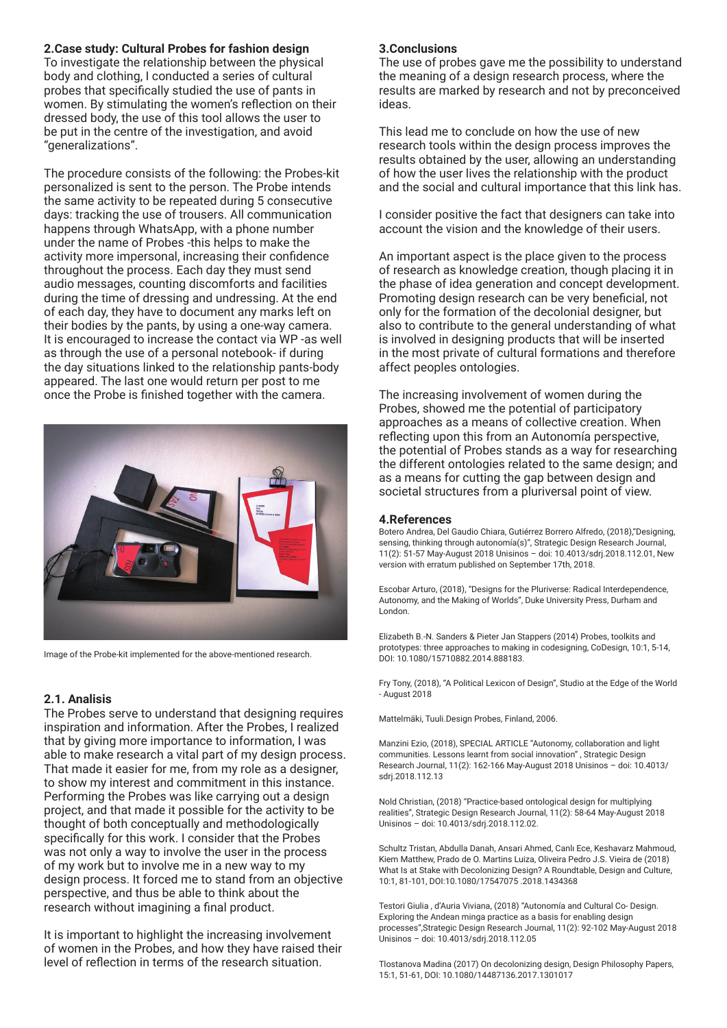## 2.Case study: Cultural Probes for fashion design

To investigate the relationship between the physical body and clothing, I conducted a series of cultural probes that specifically studied the use of pants in women. By stimulating the women's reflection on their dressed body, the use of this tool allows the user to be put in the centre of the investigation, and avoid "generalizations".

The procedure consists of the following: the Probes-kit personalized is sent to the person. The Probe intends the same activity to be repeated during 5 consecutive days: tracking the use of trousers. All communication happens through WhatsApp, with a phone number under the name of Probes -this helps to make the activity more impersonal, increasing their confidence throughout the process. Each day they must send audio messages, counting discomforts and facilities during the time of dressing and undressing. At the end of each day, they have to document any marks left on their bodies by the pants, by using a one-way camera. It is encouraged to increase the contact via WP -as well as through the use of a personal notebook- if during the day situations linked to the relationship pants-body appeared. The last one would return per post to me once the Probe is finished together with the camera.

Image of the Probe-kit implemented for the above-mentioned research.

### 2.1. Analisis

The Probes serve to understand that designing requires inspiration and information. After the Probes, I realized that by giving more importance to information, I was able to make research a vital part of my design process. That made it easier for me, from my role as a designer, to show my interest and commitment in this instance. Performing the Probes was like carrying out a design project, and that made it possible for the activity to be thought of both conceptually and methodologically specifically for this work. I consider that the Probes was not only a way to involve the user in the process of my work but to involve me in a new way to my design process. It forced me to stand from an objective perspective, and thus be able to think about the research without imagining a final product.

It is important to highlight the increasing involvement of women in the Probes, and how they have raised their level of reflection in terms of the research situation.

## 3.Conclusions

The use of probes gave me the possibility to understand the meaning of a design research process, where the results are marked by research and not by preconceived ideas.

This lead me to conclude on how the use of new research tools within the design process improves the results obtained by the user, allowing an understanding of how the user lives the relationship with the product and the social and cultural importance that this link has.

I consider positive the fact that designers can take into account the vision and the knowledge of their users.

An important aspect is the place given to the process of research as knowledge creation, though placing it in the phase of idea generation and concept development. Promoting design research can be very beneficial, not only for the formation of the decolonial designer, but also to contribute to the general understanding of what is involved in designing products that will be inserted in the most private of cultural formations and therefore affect peoples ontologies.

The increasing involvement of women during the Probes, showed me the potential of participatory approaches as a means of collective creation. When reflecting upon this from an Autonomía perspective, the potential of Probes stands as a way for researching the different ontologies related to the same design; and as a means for cutting the gap between design and societal structures from a pluriversal point of view.

## 4.References

Botero Andrea, Del Gaudio Chiara, Gutiérrez Borrero Alfredo, (2018),"Designing, sensing, thinking through autonomía(s)", Strategic Design Research Journal, 11(2): 51-57 May-August 2018 Unisinos – doi: 10.4013/sdrj.2018.112.01, New version with erratum published on September 17th, 2018.

Escobar Arturo, (2018), "Designs for the Pluriverse: Radical Interdependence, Autonomy, and the Making of Worlds", Duke University Press, Durham and London.

Elizabeth B.-N. Sanders & Pieter Jan Stappers (2014) Probes, toolkits and prototypes: three approaches to making in codesigning, CoDesign, 10:1, 5-14, DOI: 10.1080/15710882.2014.888183.

Fry Tony, (2018), "A Political Lexicon of Design", Studio at the Edge of the World - August 2018

Mattelmäki, Tuuli.Design Probes, Finland, 2006.

Manzini Ezio, (2018), SPECIAL ARTICLE "Autonomy, collaboration and light communities. Lessons learnt from social innovation" , Strategic Design Research Journal, 11(2): 162-166 May-August 2018 Unisinos – doi: 10.4013/sdrj.2018.112.13

Nold Christian, (2018) "Practice-based ontological design for multiplying realities", Strategic Design Research Journal, 11(2): 58-64 May-August 2018 Unisinos – doi: 10.4013/sdrj.2018.112.02.

Schultz Tristan, Abdulla Danah, Ansari Ahmed, Canlı Ece, Keshavarz Mahmoud, Kiem Matthew, Prado de O. Martins Luiza, Oliveira Pedro J.S. Vieira de (2018) What Is at Stake with Decolonizing Design? A Roundtable, Design and Culture, 10:1, 81-101, DOI:10.1080/17547075 .2018.1434368

Testori Giulia , d'Auria Viviana, (2018) "Autonomía and Cultural Co- Design. Exploring the Andean minga practice as a basis for enabling design processes",Strategic Design Research Journal, 11(2): 92-102 May-August 2018 Unisinos – doi: 10.4013/sdrj.2018.112.05

Tlostanova Madina (2017) On decolonizing design, Design Philosophy Papers, 15:1, 51-61, DOI: 10.1080/14487136.2017.1301017